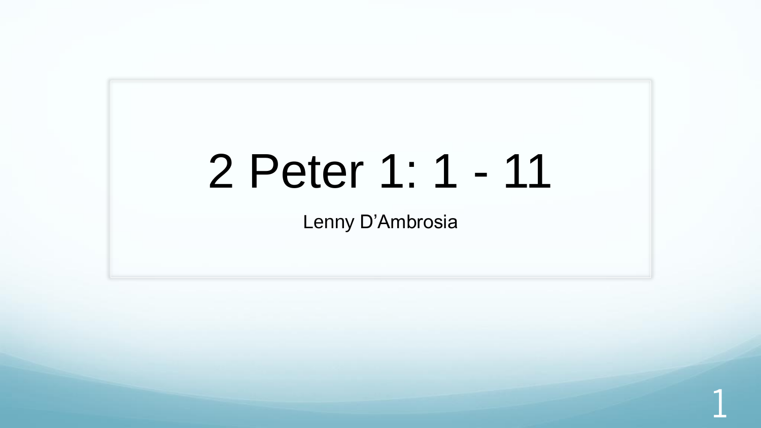# 2 Peter 1: 1 - 11

Lenny D'Ambrosia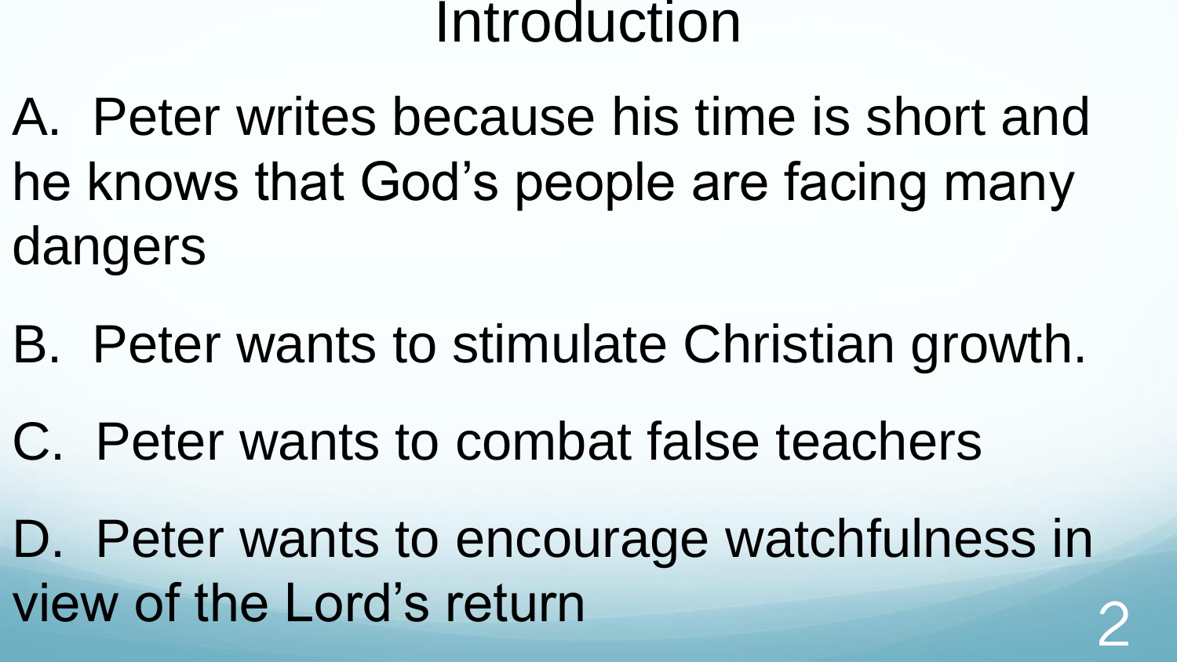# Introduction

A. Peter writes because his time is short and he knows that God's people are facing many dangers

B. Peter wants to stimulate Christian growth.

C. Peter wants to combat false teachers

D. Peter wants to encourage watchfulness in view of the Lord's return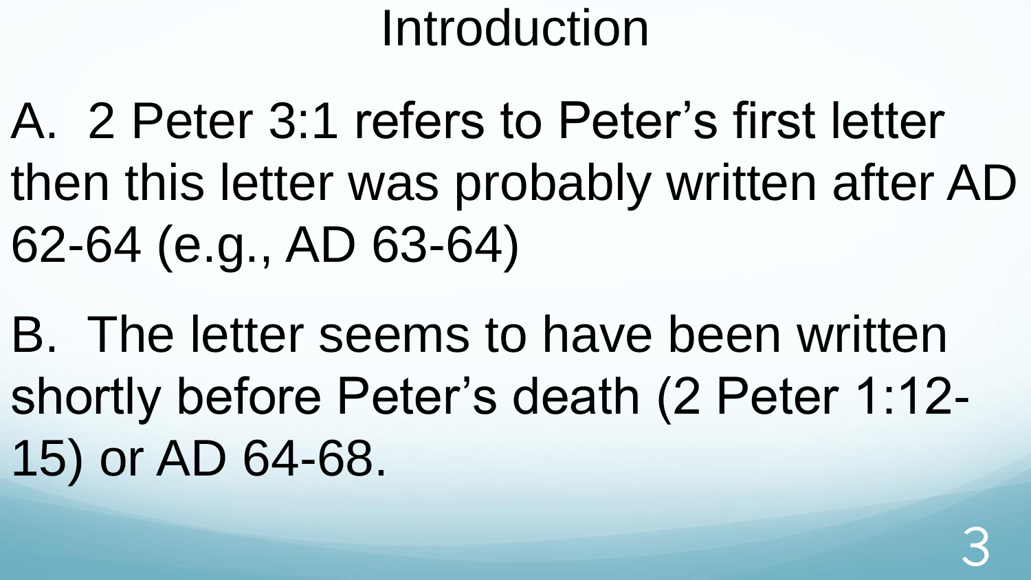# Introduction

A. 2 Peter 3:1 refers to Peter's first letter then this letter was probably written after AD 62-64 (e.g., AD 63-64)

B. The letter seems to have been written shortly before Peter's death (2 Peter 1:12-15) or AD 64-68.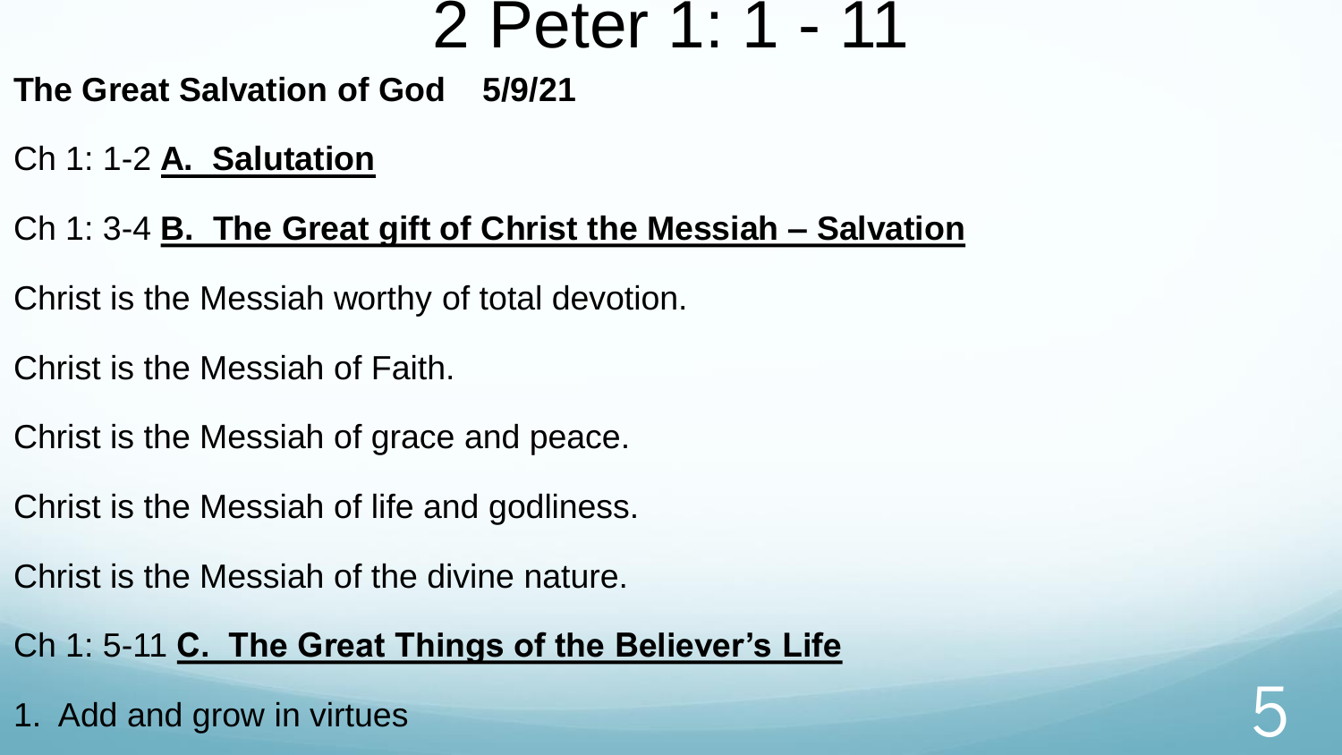# 2 Peter 1: 1 - 11

**The Great Salvation of God 5/9/21**

Ch 1: 1-2 **A. Salutation**

Ch 1: 3-4 **B. The Great gift of Christ the Messiah – Salvation**

Christ is the Messiah worthy of total devotion.

Christ is the Messiah of Faith.

Christ is the Messiah of grace and peace.

Christ is the Messiah of life and godliness.

Christ is the Messiah of the divine nature.

Ch 1: 5-11 **C. The Great Things of the Believer's Life**

1. Add and grow in virtues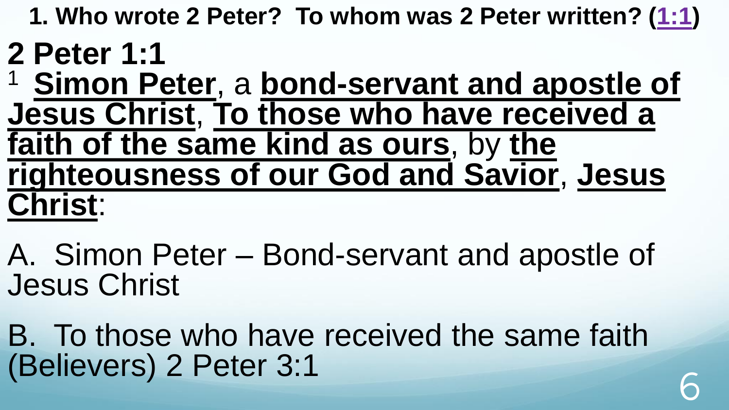**1. Who wrote 2 Peter? To whom was 2 Peter written? (1:1)**

# 2 Peter 1:1

[1] **Simon Peter**, a **bond-servant and apostle of Jesus Christ**, **To those who have received a faith of the same kind as ours**, by **the righteousness of our God and Savior**, **Jesus Christ**:

A. Simon Peter – Bond-servant and apostle of Jesus Christ

B. To those who have received the same faith (Believers) 2 Peter 3:1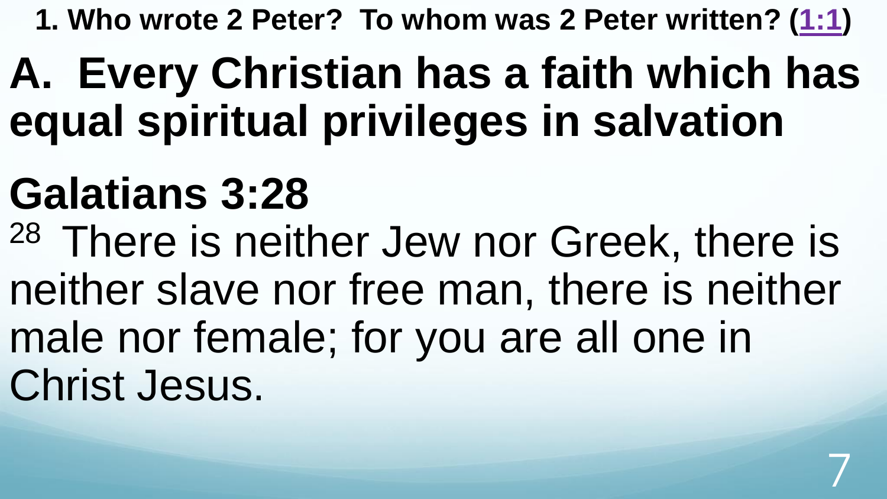**1. Who wrote 2 Peter? To whom was 2 Peter written? (1:1)**

# A. Every Christian has a faith which has equal spiritual privileges in salvation

## Galatians 3:28

28 There is neither Jew nor Greek, there is neither slave nor free man, there is neither male nor female; for you are all one in Christ Jesus.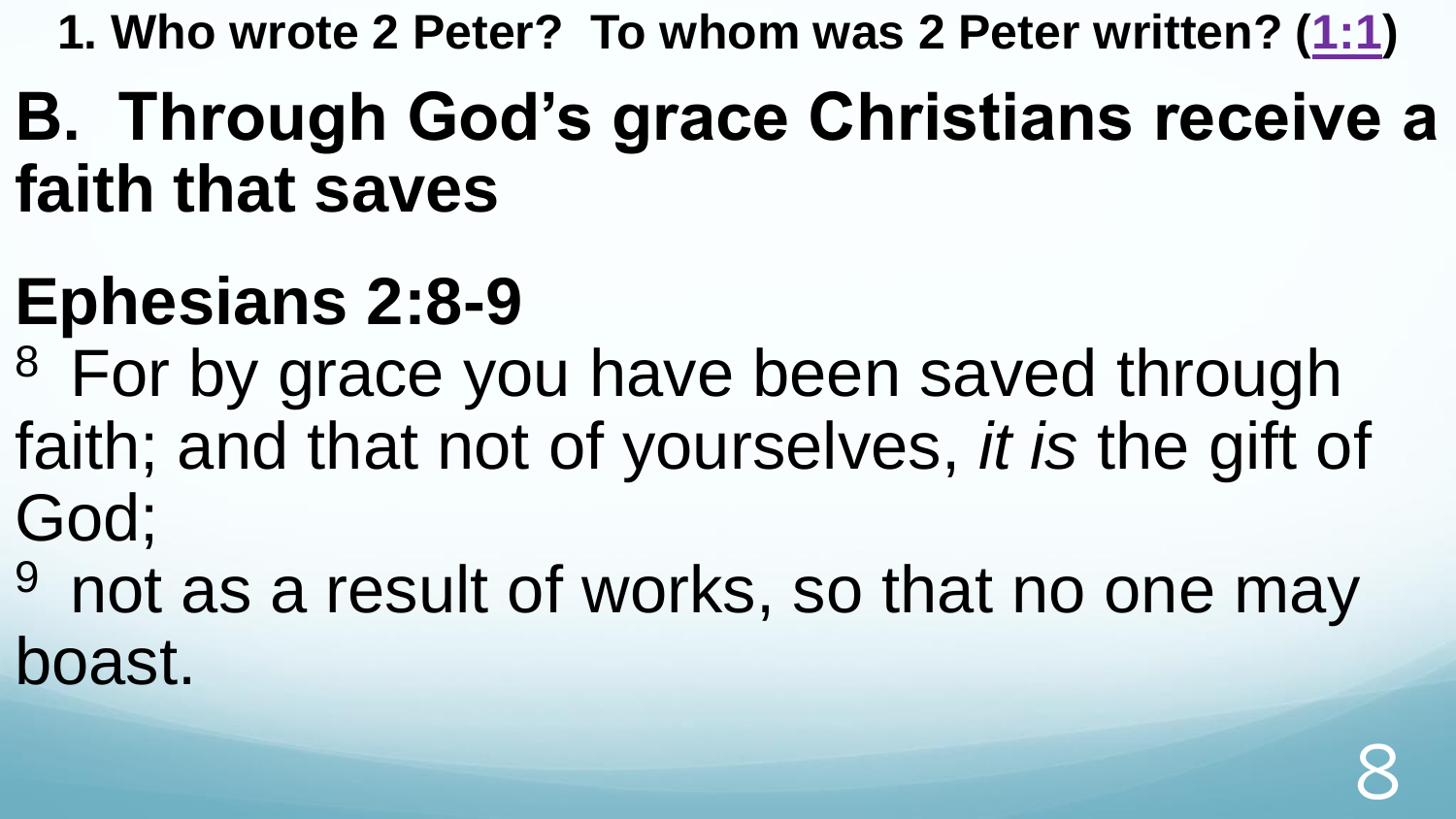**1. Who wrote 2 Peter? To whom was 2 Peter written? (1:1)**

## B. Through God's grace Christians receive a faith that saves

## Ephesians 2:8-9

[8] For by grace you have been saved through faith; and that not of yourselves, *it is* the gift of God;

[9] not as a result of works, so that no one may boast.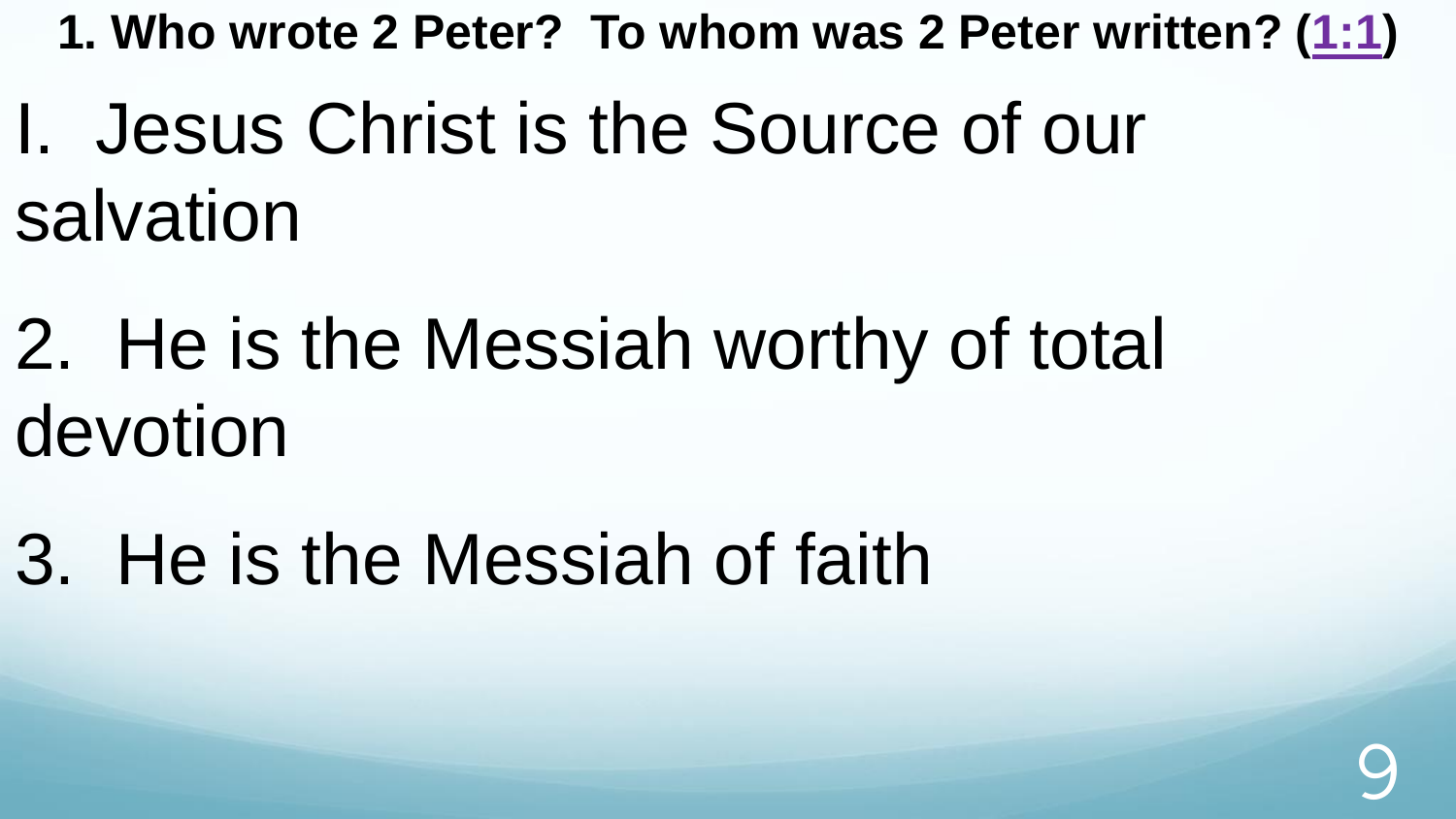**1. Who wrote 2 Peter? To whom was 2 Peter written? (1:1)**

I. Jesus Christ is the Source of our salvation

2. He is the Messiah worthy of total devotion

3. He is the Messiah of faith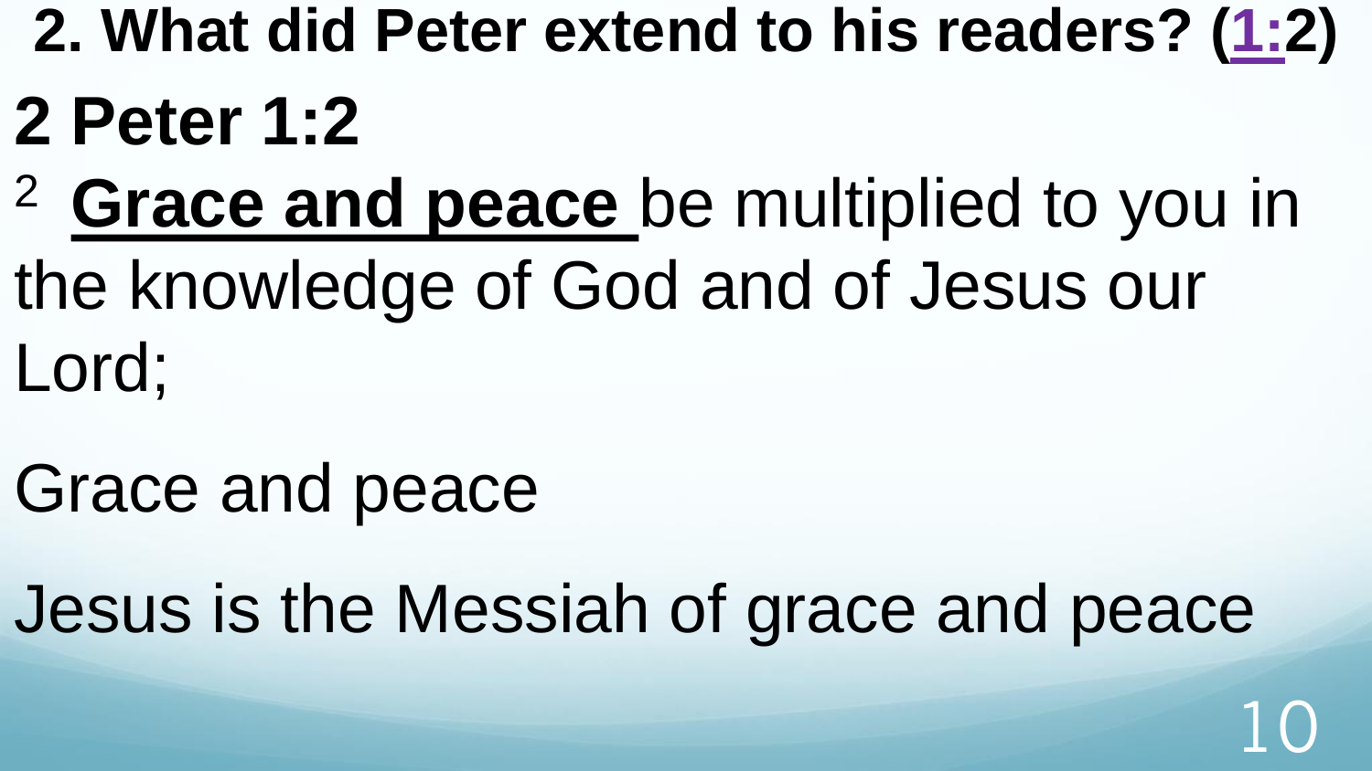## 2. What did Peter extend to his readers? (1:2)

# 2 Peter 1:2

[2] **Grace and peace** be multiplied to you in the knowledge of God and of Jesus our Lord;

Grace and peace

Jesus is the Messiah of grace and peace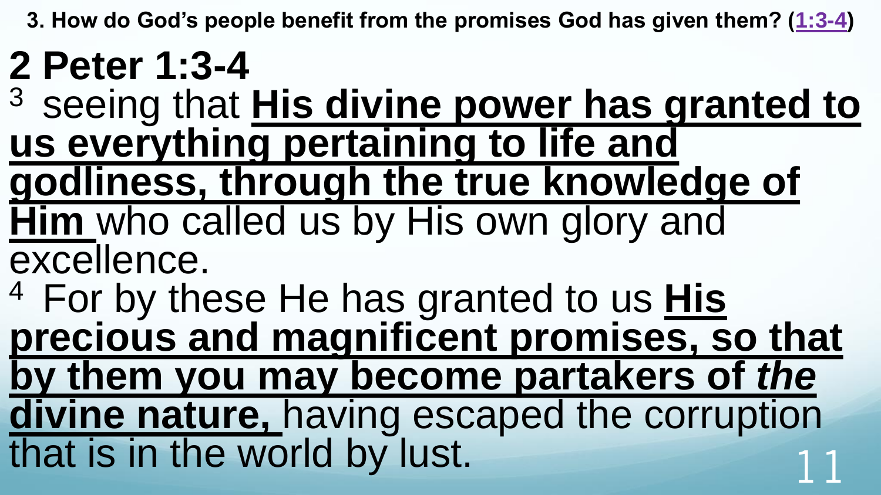**3. How do God's people benefit from the promises God has given them? (1:3-4)**

# 2 Peter 1:3-4

[3] seeing that **His divine power has granted to us everything pertaining to life and godliness, through the true knowledge of Him** who called us by His own glory and excellence.

[4] For by these He has granted to us **His precious and magnificent promises, so that by them you may become partakers of *the* divine nature,** having escaped the corruption that is in the world by lust.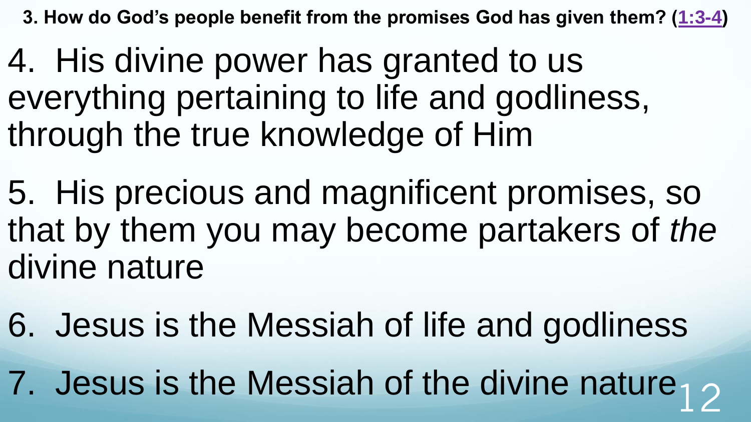**3. How do God's people benefit from the promises God has given them? (1:3-4)**

4. His divine power has granted to us everything pertaining to life and godliness, through the true knowledge of Him

5. His precious and magnificent promises, so that by them you may become partakers of *the* divine nature

6. Jesus is the Messiah of life and godliness

7. Jesus is the Messiah of the divine nature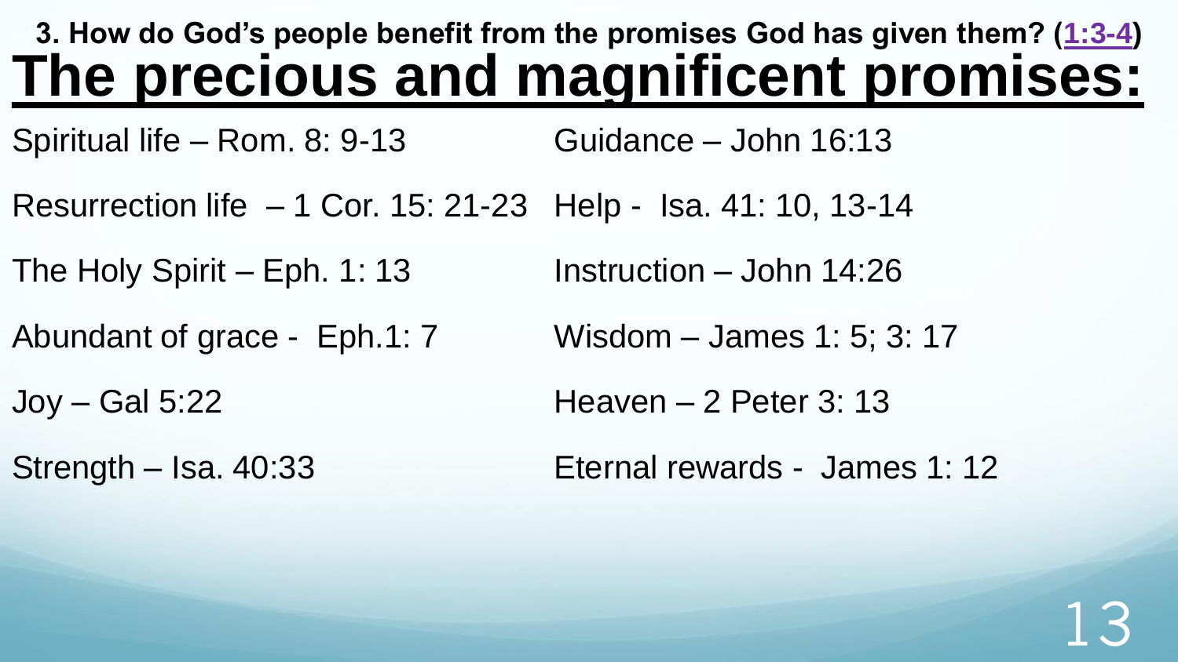**3. How do God's people benefit from the promises God has given them? (1:3-4)**

# The precious and magnificent promises:

Spiritual life – Rom. 8: 9-13

Resurrection life – 1 Cor. 15: 21-23

The Holy Spirit – Eph. 1: 13

Abundant of grace - Eph.1: 7

Joy – Gal 5:22

Strength – Isa. 40:33

Guidance – John 16:13

Help - Isa. 41: 10, 13-14

Instruction – John 14:26

Wisdom – James 1: 5; 3: 17

Heaven – 2 Peter 3: 13

Eternal rewards - James 1: 12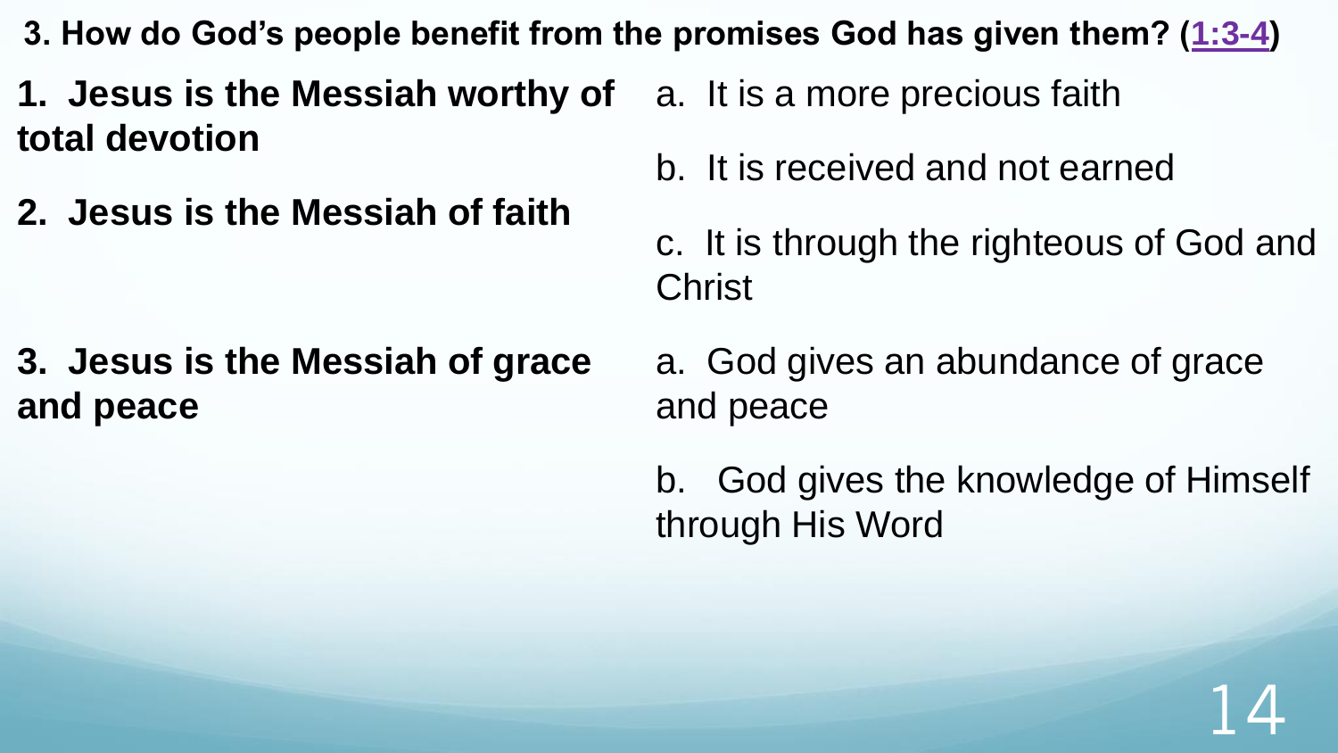**3. How do God's people benefit from the promises God has given them? (1:3-4)**

**1. Jesus is the Messiah worthy of total devotion**

**2. Jesus is the Messiah of faith**

a. It is a more precious faith

b. It is received and not earned

c. It is through the righteous of God and Christ

**3. Jesus is the Messiah of grace and peace**

a. God gives an abundance of grace and peace

b. God gives the knowledge of Himself through His Word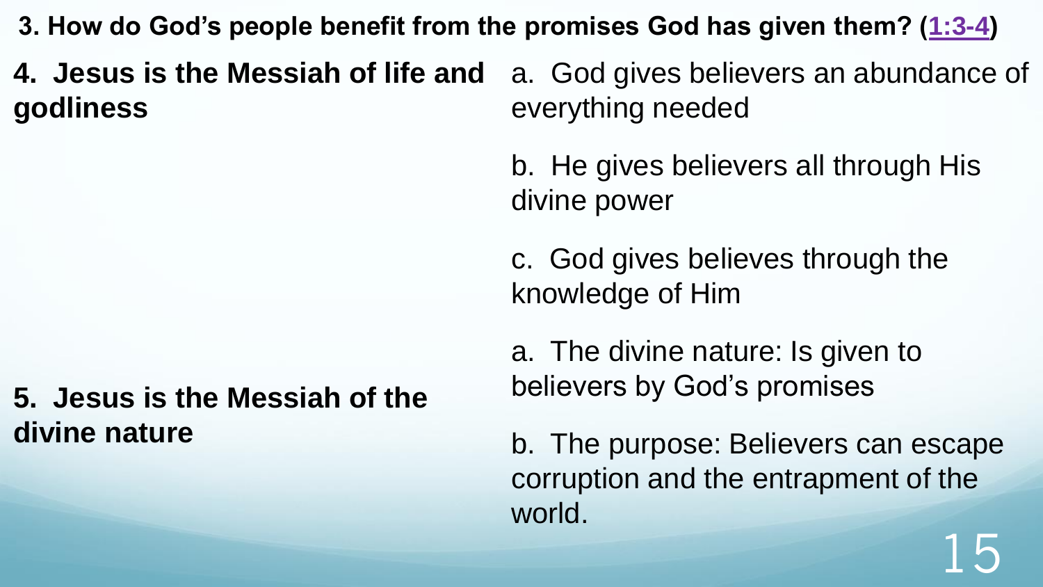**3. How do God's people benefit from the promises God has given them? (1:3-4)**

**4. Jesus is the Messiah of life and godliness**

a. God gives believers an abundance of everything needed

b. He gives believers all through His divine power

c. God gives believes through the knowledge of Him

**5. Jesus is the Messiah of the divine nature**

a. The divine nature: Is given to believers by God's promises

b. The purpose: Believers can escape corruption and the entrapment of the world.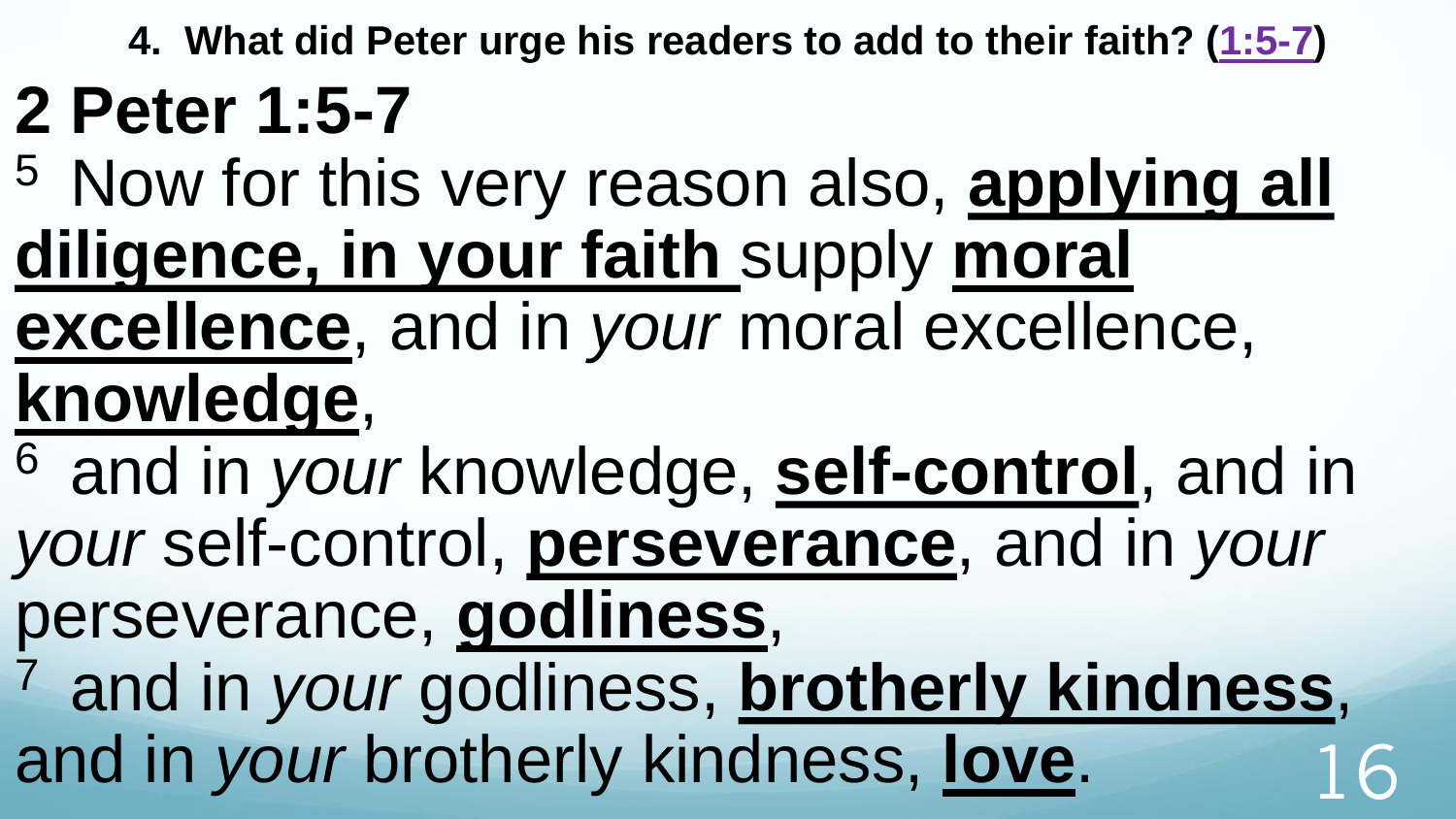**4. What did Peter urge his readers to add to their faith? (1:5-7)**

# 2 Peter 1:5-7

5 Now for this very reason also, **applying all diligence, in your faith** supply **moral excellence**, and in *your* moral excellence, **knowledge**,

6 and in *your* knowledge, **self-control**, and in *your* self-control, **perseverance**, and in *your* perseverance, **godliness**,

7 and in *your* godliness, **brotherly kindness**, and in *your* brotherly kindness, **love**.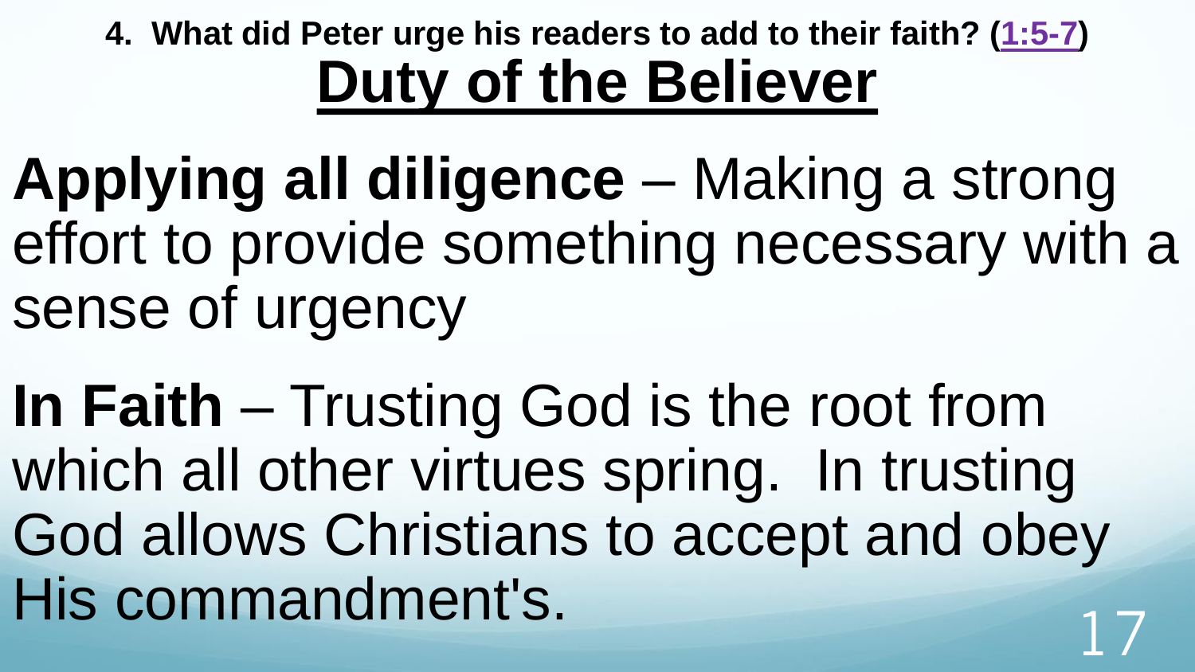**4. What did Peter urge his readers to add to their faith? (1:5-7)**

# Duty of the Believer

**Applying all diligence** – Making a strong effort to provide something necessary with a sense of urgency

**In Faith** – Trusting God is the root from which all other virtues spring. In trusting God allows Christians to accept and obey His commandment's.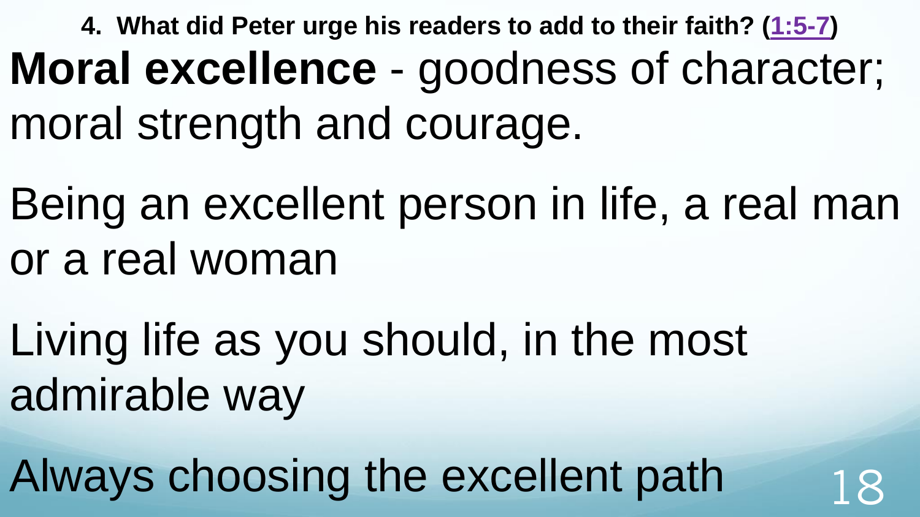**4. What did Peter urge his readers to add to their faith? (1:5-7)**

**Moral excellence** - goodness of character; moral strength and courage.

Being an excellent person in life, a real man or a real woman

Living life as you should, in the most admirable way

Always choosing the excellent path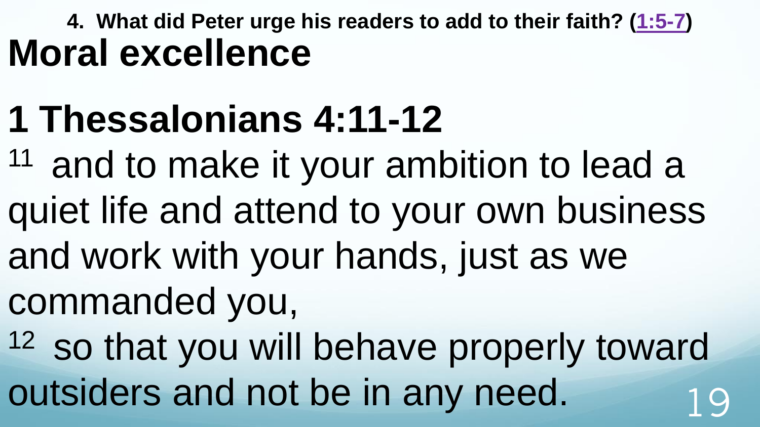**4. What did Peter urge his readers to add to their faith? (1:5-7)**

# Moral excellence

# 1 Thessalonians 4:11-12

[11] and to make it your ambition to lead a quiet life and attend to your own business and work with your hands, just as we commanded you,

[12] so that you will behave properly toward outsiders and not be in any need.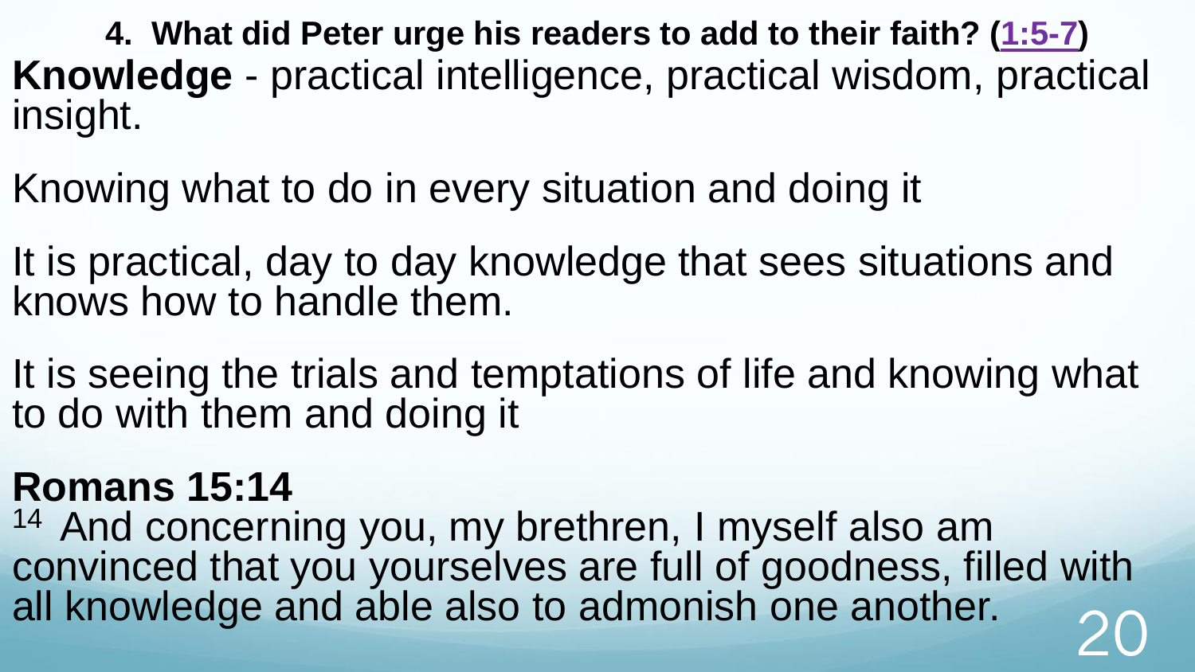**4. What did Peter urge his readers to add to their faith? (1:5-7)**

**Knowledge** - practical intelligence, practical wisdom, practical insight.

Knowing what to do in every situation and doing it

It is practical, day to day knowledge that sees situations and knows how to handle them.

It is seeing the trials and temptations of life and knowing what to do with them and doing it

**Romans 15:14**

[14] And concerning you, my brethren, I myself also am convinced that you yourselves are full of goodness, filled with all knowledge and able also to admonish one another.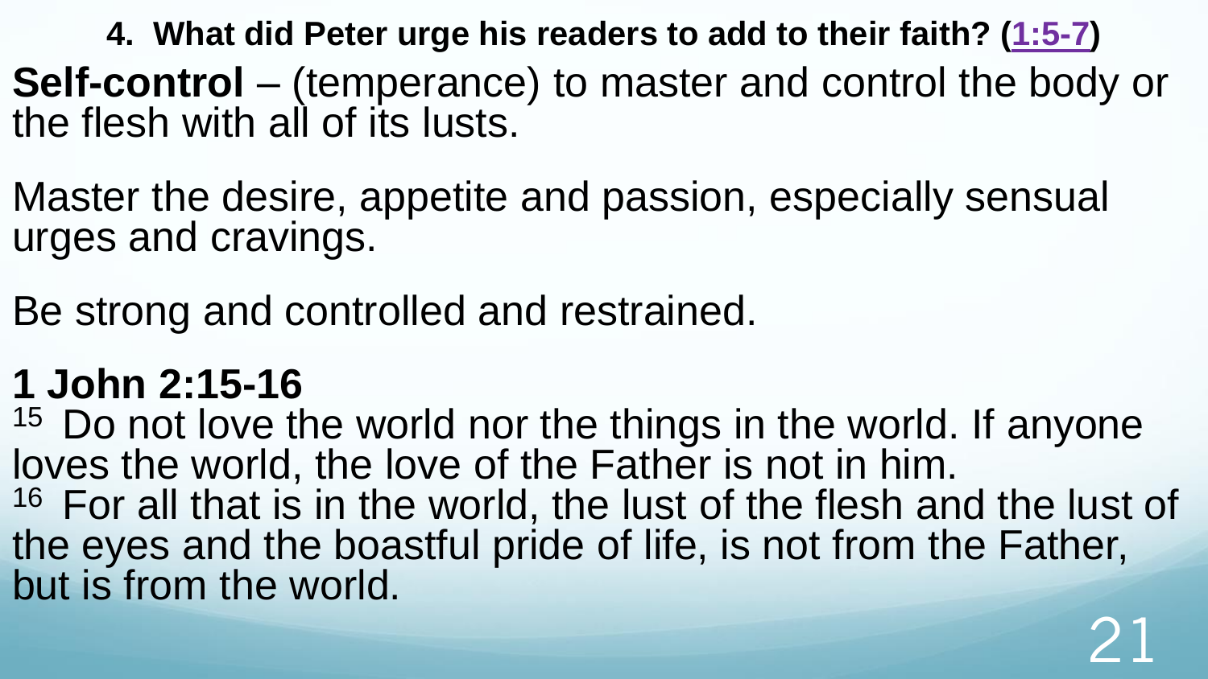### 4. What did Peter urge his readers to add to their faith? (1:5-7)

**Self-control** – (temperance) to master and control the body or the flesh with all of its lusts.

Master the desire, appetite and passion, especially sensual urges and cravings.

Be strong and controlled and restrained.

**1 John 2:15-16**

[15] Do not love the world nor the things in the world. If anyone loves the world, the love of the Father is not in him.
[16] For all that is in the world, the lust of the flesh and the lust of the eyes and the boastful pride of life, is not from the Father, but is from the world.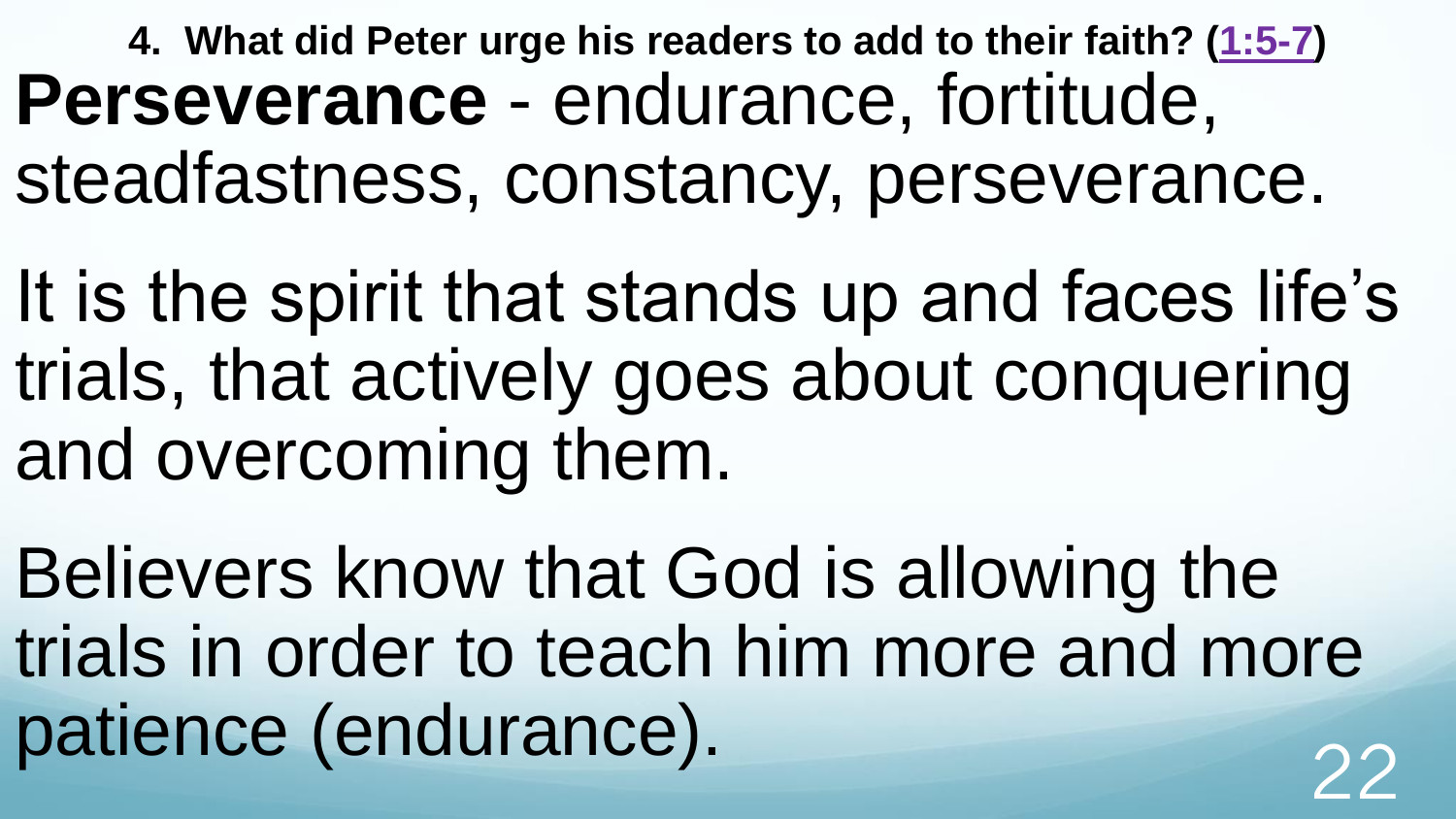**4. What did Peter urge his readers to add to their faith? (1:5-7)**

**Perseverance** - endurance, fortitude, steadfastness, constancy, perseverance.

It is the spirit that stands up and faces life's trials, that actively goes about conquering and overcoming them.

Believers know that God is allowing the trials in order to teach him more and more patience (endurance).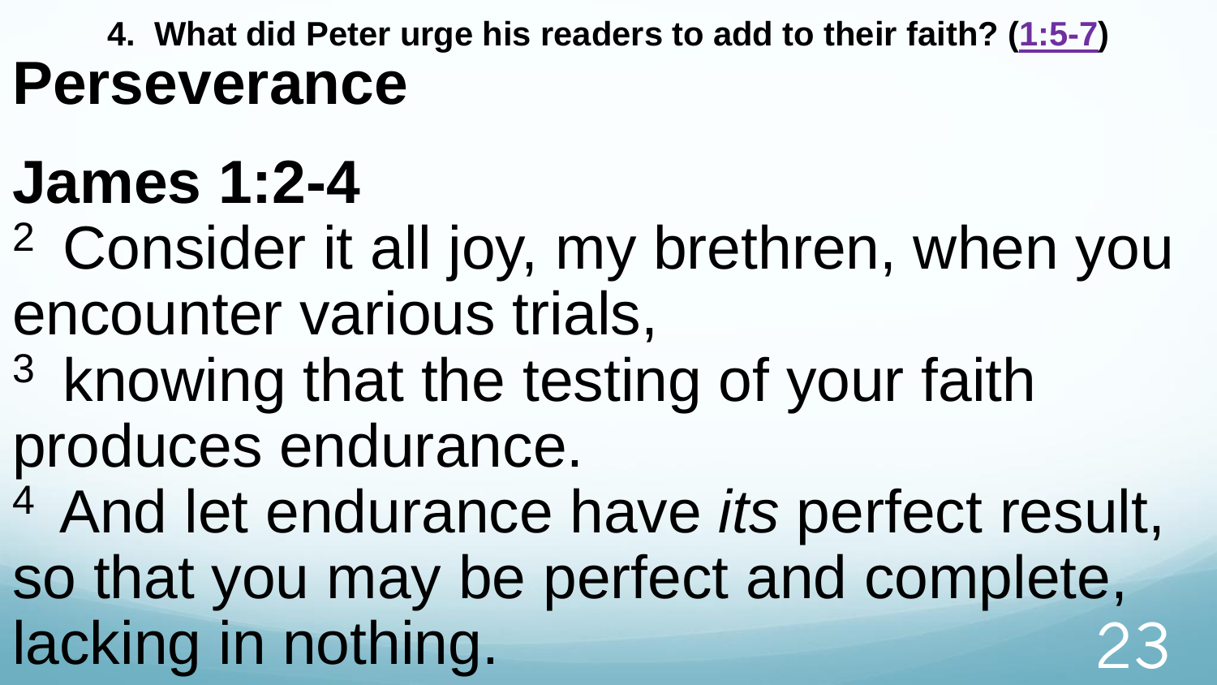**4. What did Peter urge his readers to add to their faith? (1:5-7)**

# Perseverance

# James 1:2-4

[2] Consider it all joy, my brethren, when you encounter various trials,

[3] knowing that the testing of your faith produces endurance.

[4] And let endurance have *its* perfect result, so that you may be perfect and complete, lacking in nothing.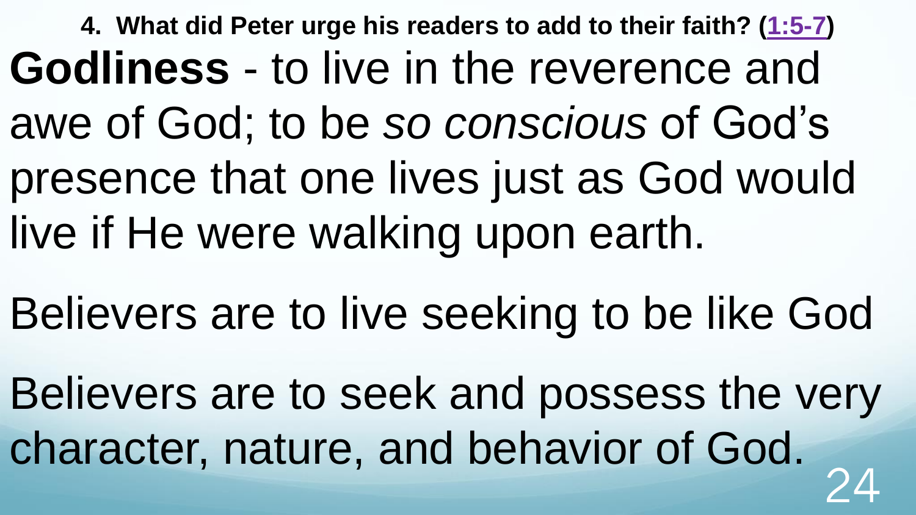**4. What did Peter urge his readers to add to their faith? (1:5-7)**

**Godliness** - to live in the reverence and awe of God; to be *so conscious* of God's presence that one lives just as God would live if He were walking upon earth.

Believers are to live seeking to be like God

Believers are to seek and possess the very character, nature, and behavior of God.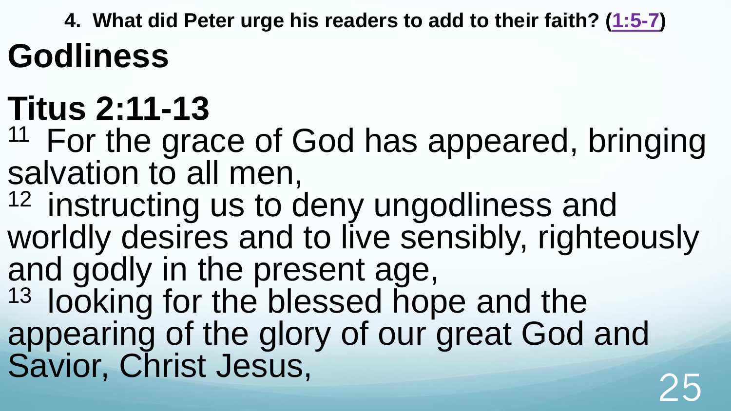**4. What did Peter urge his readers to add to their faith? (1:5-7)**

# Godliness

# Titus 2:11-13

[11] For the grace of God has appeared, bringing salvation to all men,
[12] instructing us to deny ungodliness and worldly desires and to live sensibly, righteously and godly in the present age,
[13] looking for the blessed hope and the appearing of the glory of our great God and Savior, Christ Jesus,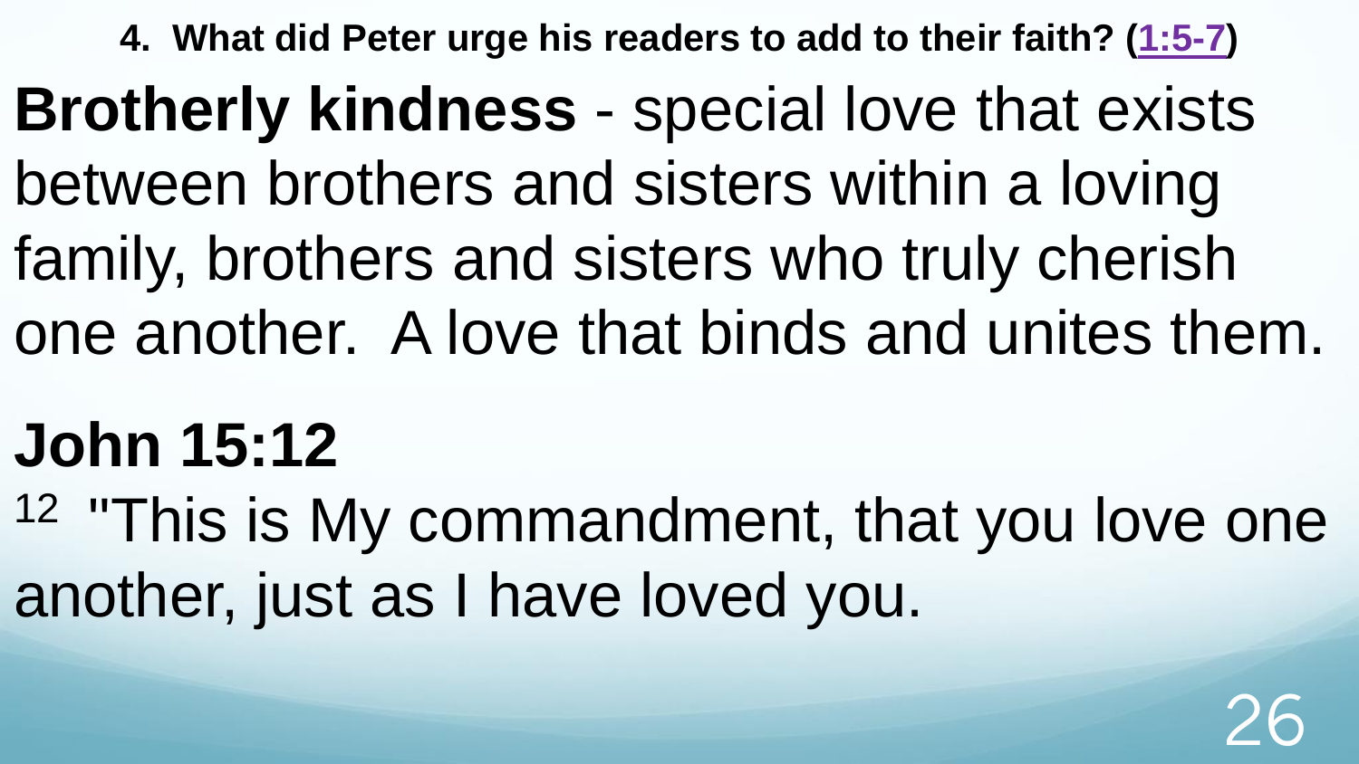**4. What did Peter urge his readers to add to their faith? (1:5-7)**

**Brotherly kindness** - special love that exists between brothers and sisters within a loving family, brothers and sisters who truly cherish one another. A love that binds and unites them.

**John 15:12**

12 "This is My commandment, that you love one another, just as I have loved you.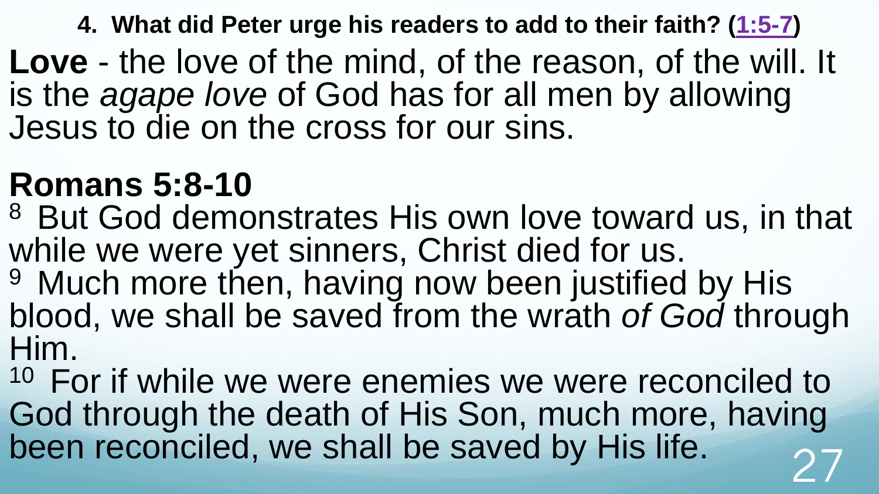**4. What did Peter urge his readers to add to their faith? (1:5-7)**

**Love** - the love of the mind, of the reason, of the will. It is the *agape love* of God has for all men by allowing Jesus to die on the cross for our sins.

**Romans 5:8-10**

8 But God demonstrates His own love toward us, in that while we were yet sinners, Christ died for us.
9 Much more then, having now been justified by His blood, we shall be saved from the wrath *of God* through Him.
10 For if while we were enemies we were reconciled to God through the death of His Son, much more, having been reconciled, we shall be saved by His life.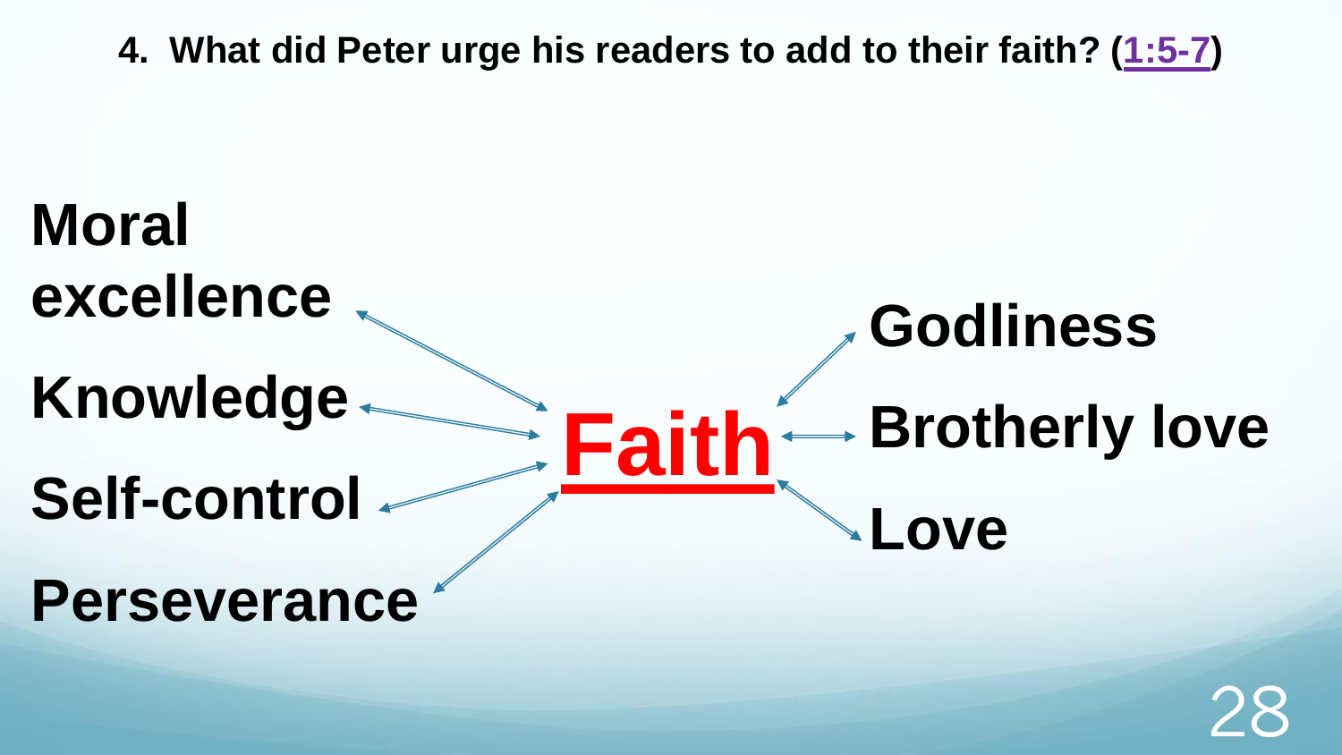**4. What did Peter urge his readers to add to their faith? (1:5-7)**

Moral excellence

Knowledge

Self-control

Perseverance

**Faith**

Godliness

Brotherly love

Love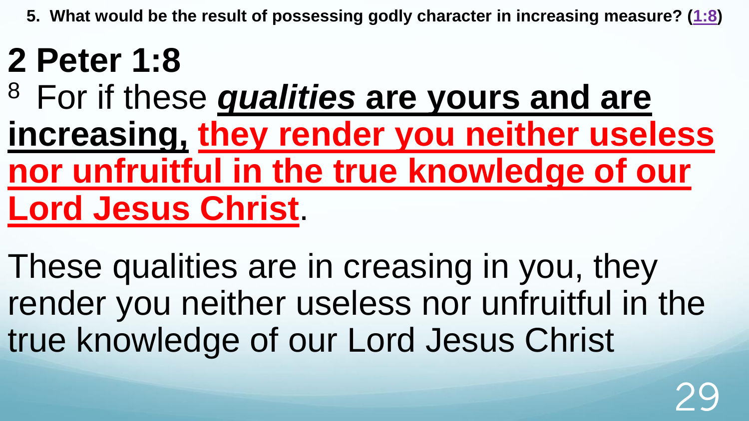**5. What would be the result of possessing godly character in increasing measure? (1:8)**

# 2 Peter 1:8

[8] For if these ***qualities* are yours and are increasing,** **they render you neither useless nor unfruitful in the true knowledge of our Lord Jesus Christ**.

These qualities are in creasing in you, they render you neither useless nor unfruitful in the true knowledge of our Lord Jesus Christ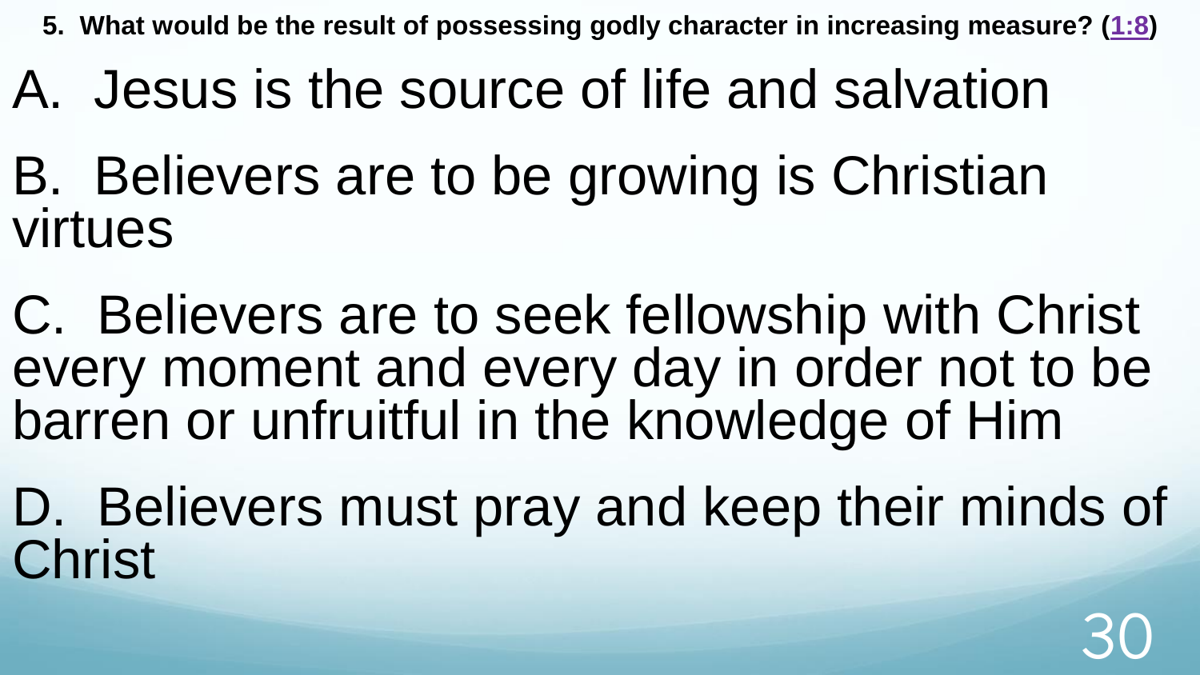**5. What would be the result of possessing godly character in increasing measure? (1:8)**

A. Jesus is the source of life and salvation

B. Believers are to be growing is Christian virtues

C. Believers are to seek fellowship with Christ every moment and every day in order not to be barren or unfruitful in the knowledge of Him

D. Believers must pray and keep their minds of Christ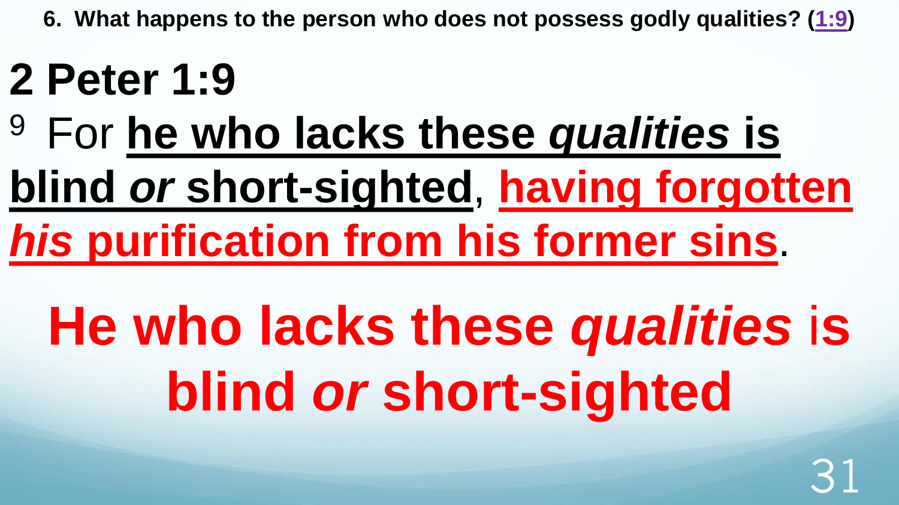**6. What happens to the person who does not possess godly qualities? (1:9)**

# 2 Peter 1:9

9 For **he who lacks these *qualities* is blind *or* short-sighted**, **having forgotten *his* purification from his former sins**.

## He who lacks these *qualities* is blind *or* short-sighted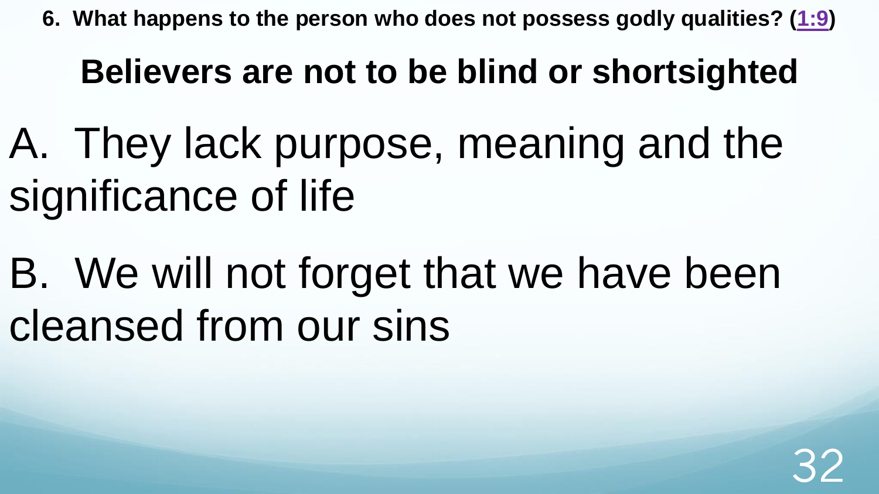**6. What happens to the person who does not possess godly qualities? (1:9)**

## Believers are not to be blind or shortsighted

A. They lack purpose, meaning and the significance of life

B. We will not forget that we have been cleansed from our sins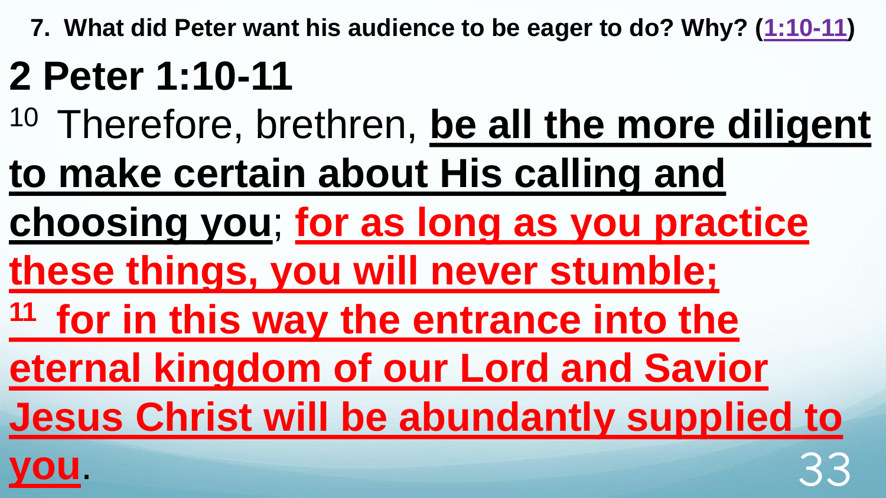**7. What did Peter want his audience to be eager to do? Why? (1:10-11)**

# 2 Peter 1:10-11

[10] Therefore, brethren, **be all the more diligent to make certain about His calling and choosing you**; **for as long as you practice these things, you will never stumble;**

**[11] for in this way the entrance into the eternal kingdom of our Lord and Savior Jesus Christ will be abundantly supplied to you**.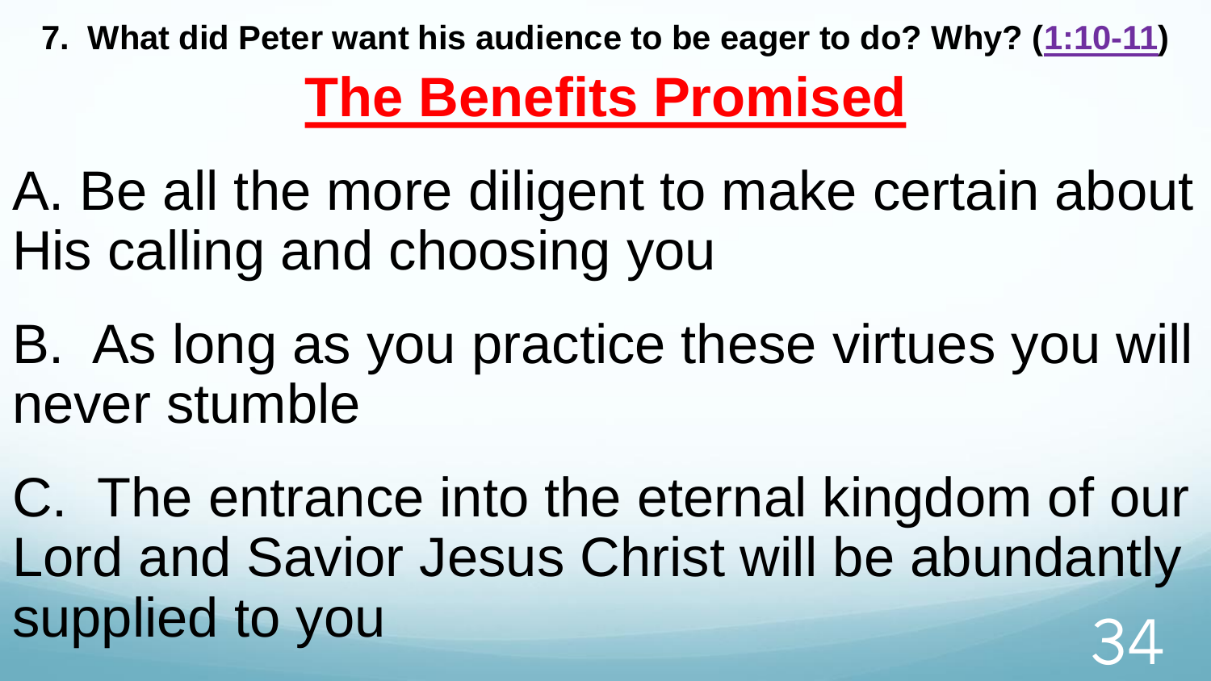**7. What did Peter want his audience to be eager to do? Why? (1:10-11)**

# The Benefits Promised

A. Be all the more diligent to make certain about His calling and choosing you

B. As long as you practice these virtues you will never stumble

C. The entrance into the eternal kingdom of our Lord and Savior Jesus Christ will be abundantly supplied to you